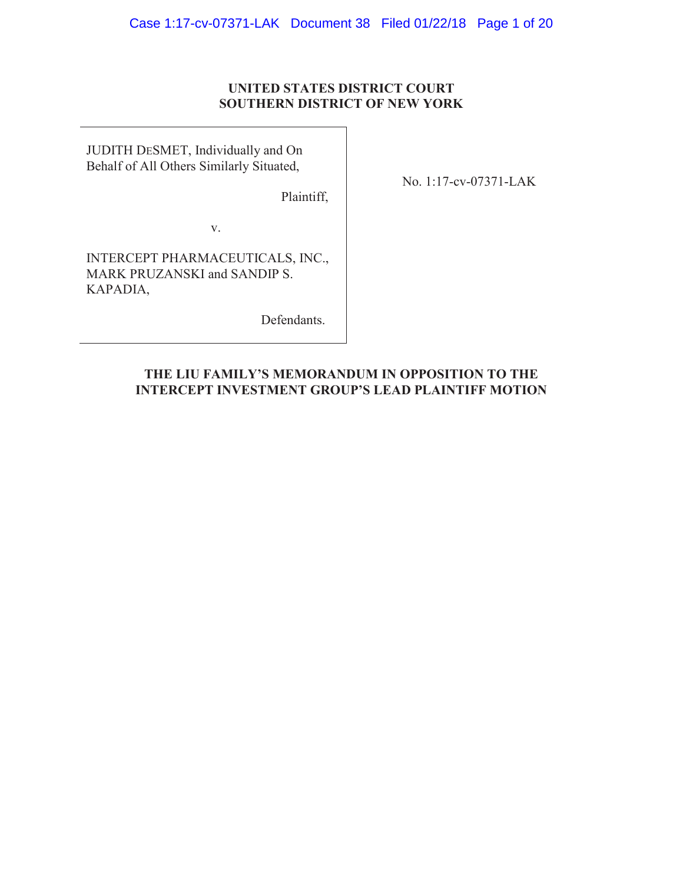**UNITED STATES DISTRICT COURT**
**SOUTHERN DISTRICT OF NEW YORK**

| | |
|---|---|
| JUDITH DESMET, Individually and On Behalf of All Others Similarly Situated,<br><br>Plaintiff,<br><br>v.<br><br>INTERCEPT PHARMACEUTICALS, INC., MARK PRUZANSKI and SANDIP S. KAPADIA,<br><br>Defendants. | No. 1:17-cv-07371-LAK |

**THE LIU FAMILY'S MEMORANDUM IN OPPOSITION TO THE INTERCEPT INVESTMENT GROUP'S LEAD PLAINTIFF MOTION**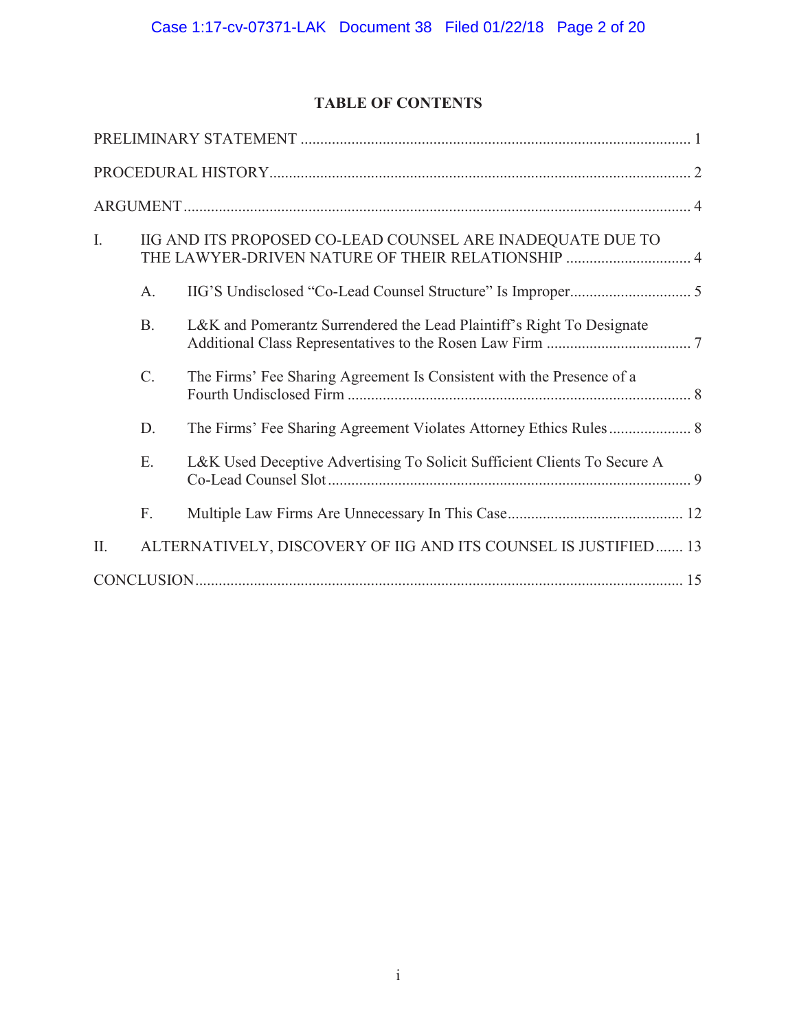# TABLE OF CONTENTS

PRELIMINARY STATEMENT ..................................................................................................... 1

PROCEDURAL HISTORY ........................................................................................................... 2

ARGUMENT ................................................................................................................................. 4

I. IIG AND ITS PROPOSED CO-LEAD COUNSEL ARE INADEQUATE DUE TO THE LAWYER-DRIVEN NATURE OF THEIR RELATIONSHIP ................................ 4

   A. IIG'S Undisclosed "Co-Lead Counsel Structure" Is Improper ............................... 5

   B. L&K and Pomerantz Surrendered the Lead Plaintiff's Right To Designate Additional Class Representatives to the Rosen Law Firm ..................................... 7

   C. The Firms' Fee Sharing Agreement Is Consistent with the Presence of a Fourth Undisclosed Firm ........................................................................................ 8

   D. The Firms' Fee Sharing Agreement Violates Attorney Ethics Rules ..................... 8

   E. L&K Used Deceptive Advertising To Solicit Sufficient Clients To Secure A Co-Lead Counsel Slot ............................................................................................ 9

   F. Multiple Law Firms Are Unnecessary In This Case ............................................. 12

II. ALTERNATIVELY, DISCOVERY OF IIG AND ITS COUNSEL IS JUSTIFIED ....... 13

CONCLUSION ............................................................................................................................ 15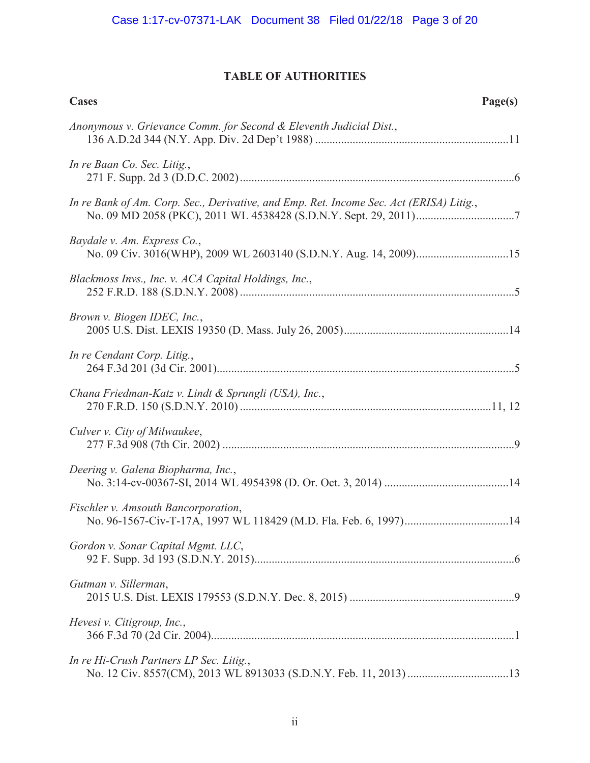## TABLE OF AUTHORITIES

**Cases** **Page(s)**

*Anonymous v. Grievance Comm. for Second & Eleventh Judicial Dist.*,
136 A.D.2d 344 (N.Y. App. Div. 2d Dep't 1988) ....................................................................11

*In re Baan Co. Sec. Litig.*,
271 F. Supp. 2d 3 (D.D.C. 2002) ................................................................................................6

*In re Bank of Am. Corp. Sec., Derivative, and Emp. Ret. Income Sec. Act (ERISA) Litig.*,
No. 09 MD 2058 (PKC), 2011 WL 4538428 (S.D.N.Y. Sept. 29, 2011)..................................7

*Baydale v. Am. Express Co.*,
No. 09 Civ. 3016(WHP), 2009 WL 2603140 (S.D.N.Y. Aug. 14, 2009)................................15

*Blackmoss Invs., Inc. v. ACA Capital Holdings, Inc.*,
252 F.R.D. 188 (S.D.N.Y. 2008) ................................................................................................5

*Brown v. Biogen IDEC, Inc.*,
2005 U.S. Dist. LEXIS 19350 (D. Mass. July 26, 2005).........................................................14

*In re Cendant Corp. Litig.*,
264 F.3d 201 (3d Cir. 2001).........................................................................................................5

*Chana Friedman-Katz v. Lindt & Sprungli (USA), Inc.*,
270 F.R.D. 150 (S.D.N.Y. 2010) ........................................................................................11, 12

*Culver v. City of Milwaukee*,
277 F.3d 908 (7th Cir. 2002) .......................................................................................................9

*Deering v. Galena Biopharma, Inc.*,
No. 3:14-cv-00367-SI, 2014 WL 4954398 (D. Or. Oct. 3, 2014) ...........................................14

*Fischler v. Amsouth Bancorporation*,
No. 96-1567-Civ-T-17A, 1997 WL 118429 (M.D. Fla. Feb. 6, 1997)....................................14

*Gordon v. Sonar Capital Mgmt. LLC*,
92 F. Supp. 3d 193 (S.D.N.Y. 2015)...........................................................................................6

*Gutman v. Sillerman*,
2015 U.S. Dist. LEXIS 179553 (S.D.N.Y. Dec. 8, 2015) .........................................................9

*Hevesi v. Citigroup, Inc.*,
366 F.3d 70 (2d Cir. 2004)...........................................................................................................1

*In re Hi-Crush Partners LP Sec. Litig.*,
No. 12 Civ. 8557(CM), 2013 WL 8913033 (S.D.N.Y. Feb. 11, 2013) ...................................13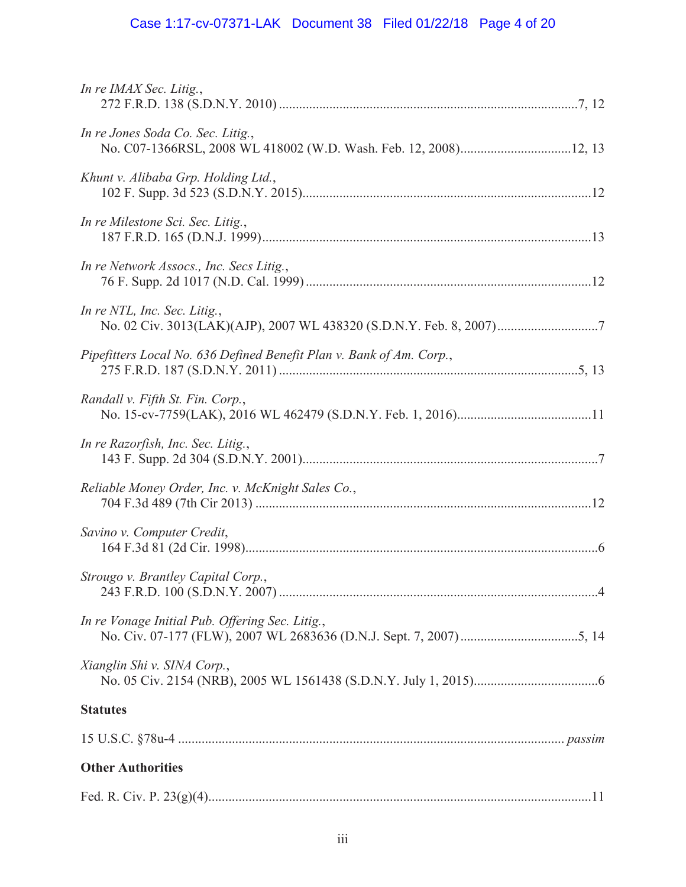*In re IMAX Sec. Litig.*,
272 F.R.D. 138 (S.D.N.Y. 2010) ........................................................................................7, 12

*In re Jones Soda Co. Sec. Litig.*,
No. C07-1366RSL, 2008 WL 418002 (W.D. Wash. Feb. 12, 2008).................................12, 13

*Khunt v. Alibaba Grp. Holding Ltd.*,
102 F. Supp. 3d 523 (S.D.N.Y. 2015)......................................................................................12

*In re Milestone Sci. Sec. Litig.*,
187 F.R.D. 165 (D.N.J. 1999)..................................................................................................13

*In re Network Assocs., Inc. Secs Litig.*,
76 F. Supp. 2d 1017 (N.D. Cal. 1999) .....................................................................................12

*In re NTL, Inc. Sec. Litig.*,
No. 02 Civ. 3013(LAK)(AJP), 2007 WL 438320 (S.D.N.Y. Feb. 8, 2007)..............................7

*Pipefitters Local No. 636 Defined Benefit Plan v. Bank of Am. Corp.*,
275 F.R.D. 187 (S.D.N.Y. 2011) .........................................................................................5, 13

*Randall v. Fifth St. Fin. Corp.*,
No. 15-cv-7759(LAK), 2016 WL 462479 (S.D.N.Y. Feb. 1, 2016)........................................11

*In re Razorfish, Inc. Sec. Litig.*,
143 F. Supp. 2d 304 (S.D.N.Y. 2001)........................................................................................7

*Reliable Money Order, Inc. v. McKnight Sales Co.*,
704 F.3d 489 (7th Cir 2013) ....................................................................................................12

*Savino v. Computer Credit*,
164 F.3d 81 (2d Cir. 1998).........................................................................................................6

*Strougo v. Brantley Capital Corp.*,
243 F.R.D. 100 (S.D.N.Y. 2007) ...............................................................................................4

*In re Vonage Initial Pub. Offering Sec. Litig.*,
No. Civ. 07-177 (FLW), 2007 WL 2683636 (D.N.J. Sept. 7, 2007) ...................................5, 14

*Xianglin Shi v. SINA Corp.*,
No. 05 Civ. 2154 (NRB), 2005 WL 1561438 (S.D.N.Y. July 1, 2015).....................................6

**Statutes**

15 U.S.C. §78u-4 .................................................................................................................. *passim*

**Other Authorities**

Fed. R. Civ. P. 23(g)(4)..................................................................................................................11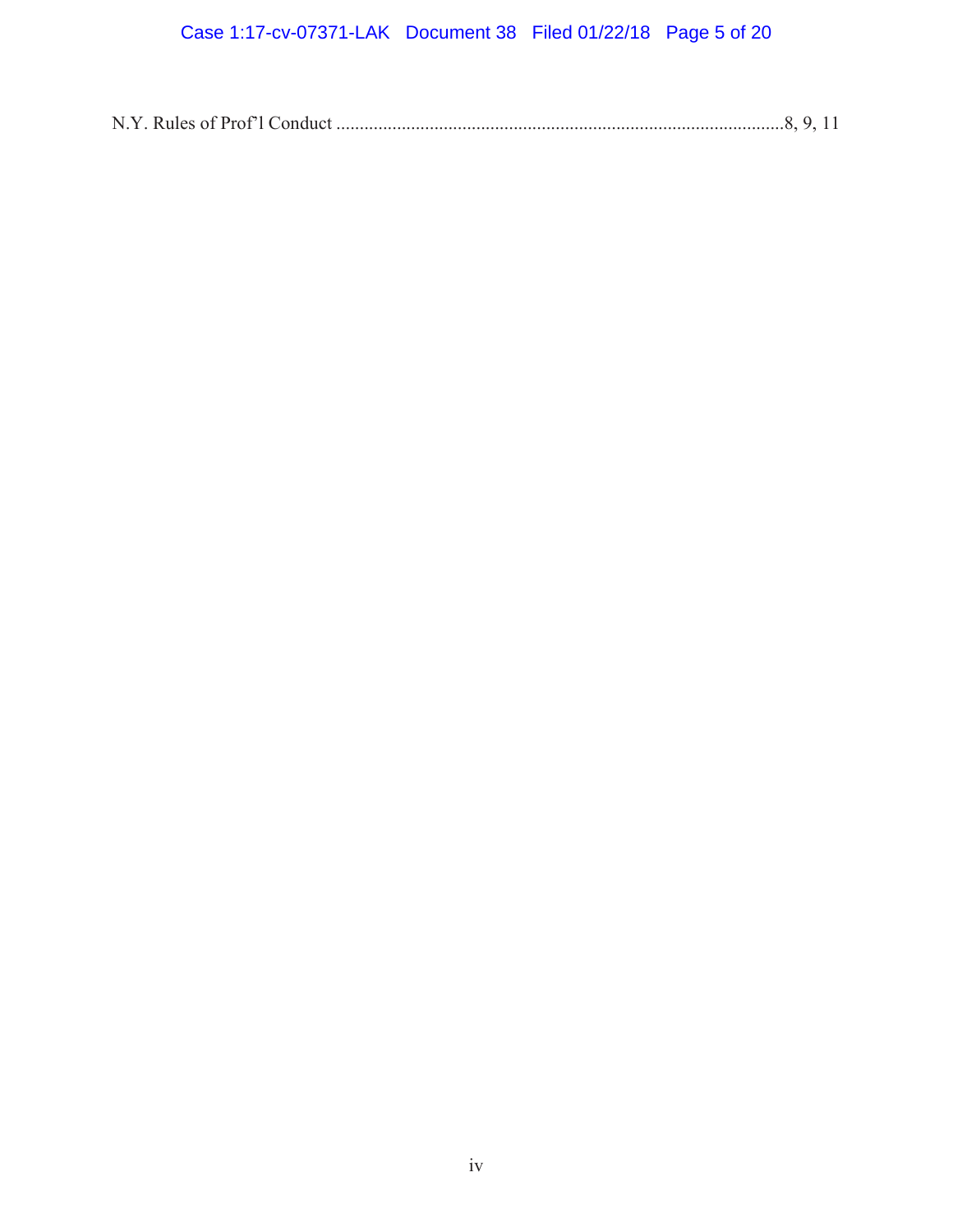N.Y. Rules of Prof'l Conduct ...............................................................................................8, 9, 11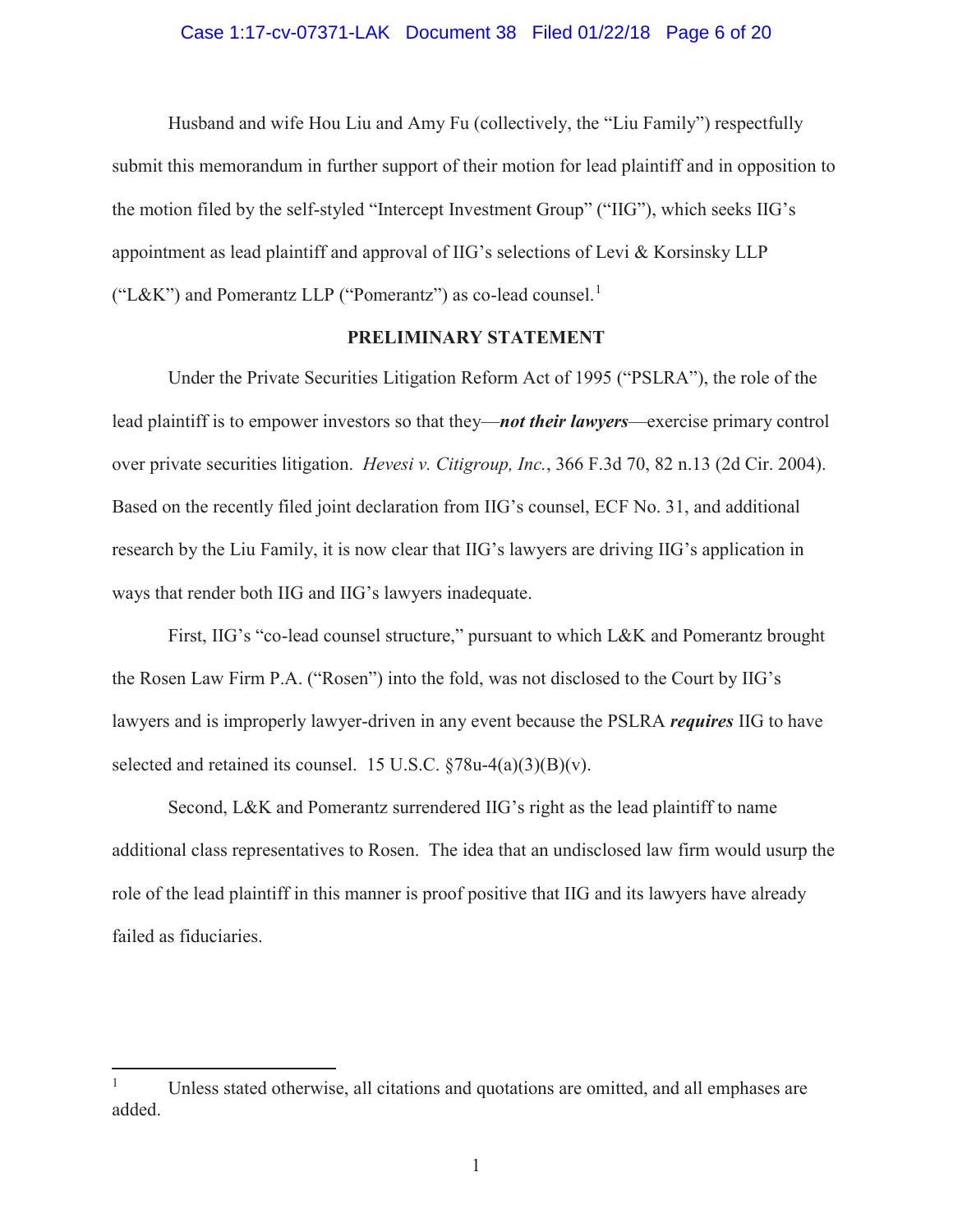Husband and wife Hou Liu and Amy Fu (collectively, the "Liu Family") respectfully submit this memorandum in further support of their motion for lead plaintiff and in opposition to the motion filed by the self-styled "Intercept Investment Group" ("IIG"), which seeks IIG's appointment as lead plaintiff and approval of IIG's selections of Levi & Korsinsky LLP ("L&K") and Pomerantz LLP ("Pomerantz") as co-lead counsel.[1]

## PRELIMINARY STATEMENT

Under the Private Securities Litigation Reform Act of 1995 ("PSLRA"), the role of the lead plaintiff is to empower investors so that they—***not their lawyers***—exercise primary control over private securities litigation. *Hevesi v. Citigroup, Inc.*, 366 F.3d 70, 82 n.13 (2d Cir. 2004). Based on the recently filed joint declaration from IIG's counsel, ECF No. 31, and additional research by the Liu Family, it is now clear that IIG's lawyers are driving IIG's application in ways that render both IIG and IIG's lawyers inadequate.

First, IIG's "co-lead counsel structure," pursuant to which L&K and Pomerantz brought the Rosen Law Firm P.A. ("Rosen") into the fold, was not disclosed to the Court by IIG's lawyers and is improperly lawyer-driven in any event because the PSLRA ***requires*** IIG to have selected and retained its counsel. 15 U.S.C. §78u-4(a)(3)(B)(v).

Second, L&K and Pomerantz surrendered IIG's right as the lead plaintiff to name additional class representatives to Rosen. The idea that an undisclosed law firm would usurp the role of the lead plaintiff in this manner is proof positive that IIG and its lawyers have already failed as fiduciaries.

---

[1] Unless stated otherwise, all citations and quotations are omitted, and all emphases are added.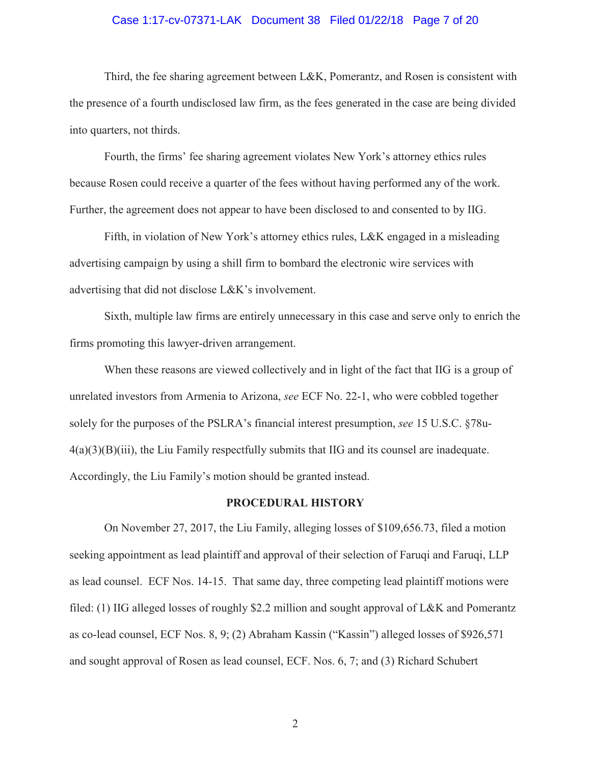Third, the fee sharing agreement between L&K, Pomerantz, and Rosen is consistent with the presence of a fourth undisclosed law firm, as the fees generated in the case are being divided into quarters, not thirds.

Fourth, the firms' fee sharing agreement violates New York's attorney ethics rules because Rosen could receive a quarter of the fees without having performed any of the work. Further, the agreement does not appear to have been disclosed to and consented to by IIG.

Fifth, in violation of New York's attorney ethics rules, L&K engaged in a misleading advertising campaign by using a shill firm to bombard the electronic wire services with advertising that did not disclose L&K's involvement.

Sixth, multiple law firms are entirely unnecessary in this case and serve only to enrich the firms promoting this lawyer-driven arrangement.

When these reasons are viewed collectively and in light of the fact that IIG is a group of unrelated investors from Armenia to Arizona, *see* ECF No. 22-1, who were cobbled together solely for the purposes of the PSLRA's financial interest presumption, *see* 15 U.S.C. §78u-4(a)(3)(B)(iii), the Liu Family respectfully submits that IIG and its counsel are inadequate. Accordingly, the Liu Family's motion should be granted instead.

## PROCEDURAL HISTORY

On November 27, 2017, the Liu Family, alleging losses of $109,656.73, filed a motion seeking appointment as lead plaintiff and approval of their selection of Faruqi and Faruqi, LLP as lead counsel. ECF Nos. 14-15. That same day, three competing lead plaintiff motions were filed: (1) IIG alleged losses of roughly $2.2 million and sought approval of L&K and Pomerantz as co-lead counsel, ECF Nos. 8, 9; (2) Abraham Kassin ("Kassin") alleged losses of $926,571 and sought approval of Rosen as lead counsel, ECF. Nos. 6, 7; and (3) Richard Schubert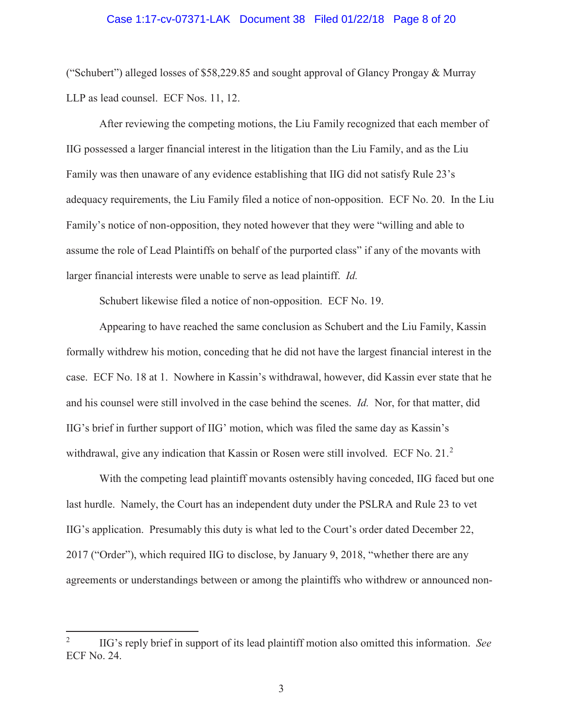("Schubert") alleged losses of $58,229.85 and sought approval of Glancy Prongay & Murray LLP as lead counsel. ECF Nos. 11, 12.

After reviewing the competing motions, the Liu Family recognized that each member of IIG possessed a larger financial interest in the litigation than the Liu Family, and as the Liu Family was then unaware of any evidence establishing that IIG did not satisfy Rule 23's adequacy requirements, the Liu Family filed a notice of non-opposition. ECF No. 20. In the Liu Family's notice of non-opposition, they noted however that they were "willing and able to assume the role of Lead Plaintiffs on behalf of the purported class" if any of the movants with larger financial interests were unable to serve as lead plaintiff. *Id.*

Schubert likewise filed a notice of non-opposition. ECF No. 19.

Appearing to have reached the same conclusion as Schubert and the Liu Family, Kassin formally withdrew his motion, conceding that he did not have the largest financial interest in the case. ECF No. 18 at 1. Nowhere in Kassin's withdrawal, however, did Kassin ever state that he and his counsel were still involved in the case behind the scenes. *Id.* Nor, for that matter, did IIG's brief in further support of IIG' motion, which was filed the same day as Kassin's withdrawal, give any indication that Kassin or Rosen were still involved. ECF No. 21.[2]

With the competing lead plaintiff movants ostensibly having conceded, IIG faced but one last hurdle. Namely, the Court has an independent duty under the PSLRA and Rule 23 to vet IIG's application. Presumably this duty is what led to the Court's order dated December 22, 2017 ("Order"), which required IIG to disclose, by January 9, 2018, "whether there are any agreements or understandings between or among the plaintiffs who withdrew or announced non-

---

[2] IIG's reply brief in support of its lead plaintiff motion also omitted this information. *See* ECF No. 24.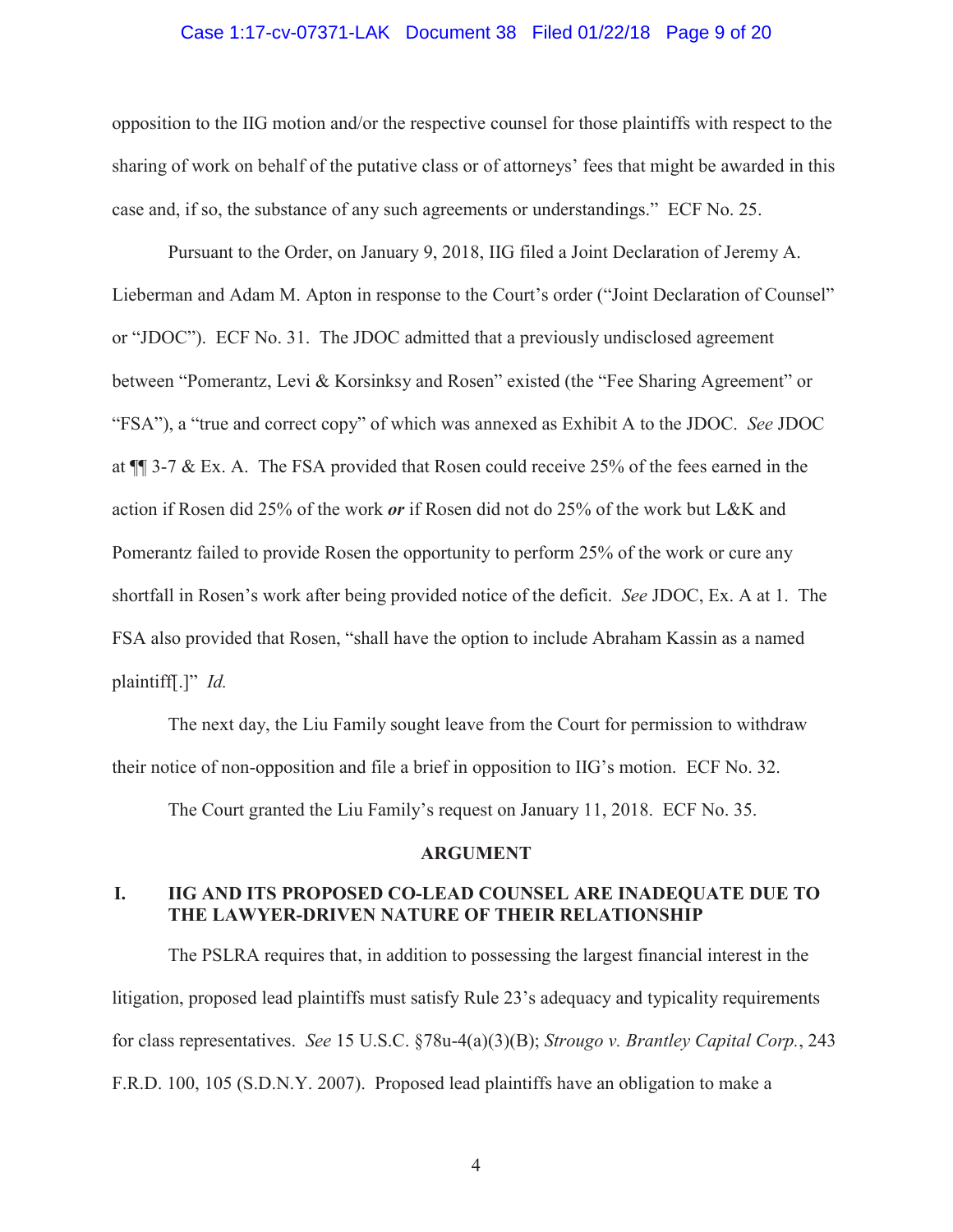opposition to the IIG motion and/or the respective counsel for those plaintiffs with respect to the sharing of work on behalf of the putative class or of attorneys' fees that might be awarded in this case and, if so, the substance of any such agreements or understandings." ECF No. 25.

Pursuant to the Order, on January 9, 2018, IIG filed a Joint Declaration of Jeremy A. Lieberman and Adam M. Apton in response to the Court's order ("Joint Declaration of Counsel" or "JDOC"). ECF No. 31. The JDOC admitted that a previously undisclosed agreement between "Pomerantz, Levi & Korsinksy and Rosen" existed (the "Fee Sharing Agreement" or "FSA"), a "true and correct copy" of which was annexed as Exhibit A to the JDOC. *See* JDOC at ¶¶ 3-7 & Ex. A. The FSA provided that Rosen could receive 25% of the fees earned in the action if Rosen did 25% of the work ***or*** if Rosen did not do 25% of the work but L&K and Pomerantz failed to provide Rosen the opportunity to perform 25% of the work or cure any shortfall in Rosen's work after being provided notice of the deficit. *See* JDOC, Ex. A at 1. The FSA also provided that Rosen, "shall have the option to include Abraham Kassin as a named plaintiff[.]" *Id.*

The next day, the Liu Family sought leave from the Court for permission to withdraw their notice of non-opposition and file a brief in opposition to IIG's motion. ECF No. 32.

The Court granted the Liu Family's request on January 11, 2018. ECF No. 35.

## ARGUMENT

### I. IIG AND ITS PROPOSED CO-LEAD COUNSEL ARE INADEQUATE DUE TO THE LAWYER-DRIVEN NATURE OF THEIR RELATIONSHIP

The PSLRA requires that, in addition to possessing the largest financial interest in the litigation, proposed lead plaintiffs must satisfy Rule 23's adequacy and typicality requirements for class representatives. *See* 15 U.S.C. §78u-4(a)(3)(B); *Strougo v. Brantley Capital Corp.*, 243 F.R.D. 100, 105 (S.D.N.Y. 2007). Proposed lead plaintiffs have an obligation to make a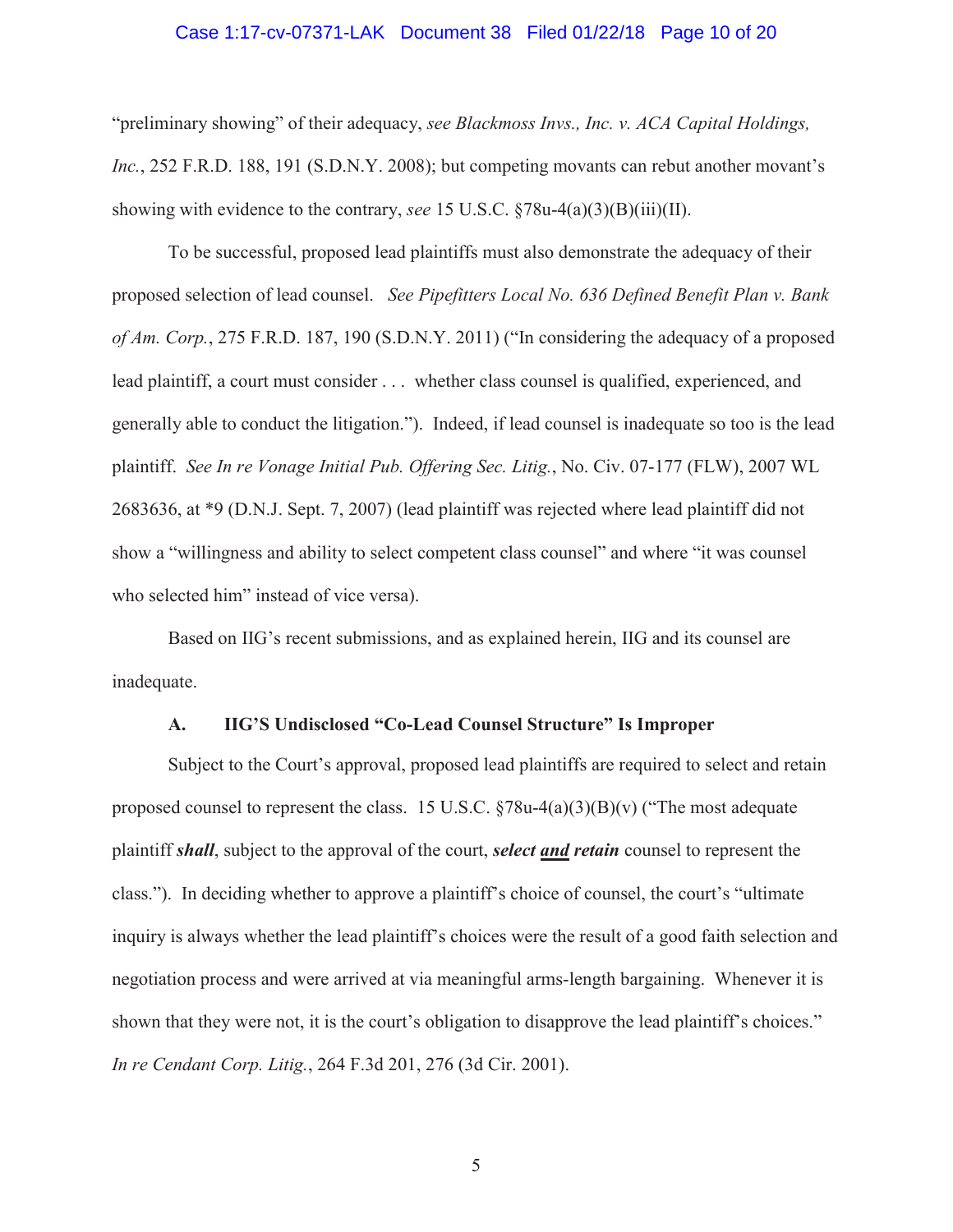"preliminary showing" of their adequacy, *see Blackmoss Invs., Inc. v. ACA Capital Holdings, Inc.*, 252 F.R.D. 188, 191 (S.D.N.Y. 2008); but competing movants can rebut another movant's showing with evidence to the contrary, *see* 15 U.S.C. §78u-4(a)(3)(B)(iii)(II).

To be successful, proposed lead plaintiffs must also demonstrate the adequacy of their proposed selection of lead counsel. *See Pipefitters Local No. 636 Defined Benefit Plan v. Bank of Am. Corp.*, 275 F.R.D. 187, 190 (S.D.N.Y. 2011) ("In considering the adequacy of a proposed lead plaintiff, a court must consider . . . whether class counsel is qualified, experienced, and generally able to conduct the litigation."). Indeed, if lead counsel is inadequate so too is the lead plaintiff. *See In re Vonage Initial Pub. Offering Sec. Litig.*, No. Civ. 07-177 (FLW), 2007 WL 2683636, at *9 (D.N.J. Sept. 7, 2007) (lead plaintiff was rejected where lead plaintiff did not show a "willingness and ability to select competent class counsel" and where "it was counsel who selected him" instead of vice versa).

Based on IIG's recent submissions, and as explained herein, IIG and its counsel are inadequate.

### A. IIG'S Undisclosed "Co-Lead Counsel Structure" Is Improper

Subject to the Court's approval, proposed lead plaintiffs are required to select and retain proposed counsel to represent the class. 15 U.S.C. §78u-4(a)(3)(B)(v) ("The most adequate plaintiff ***shall***, subject to the approval of the court, ***select <u>and</u> retain*** counsel to represent the class."). In deciding whether to approve a plaintiff's choice of counsel, the court's "ultimate inquiry is always whether the lead plaintiff's choices were the result of a good faith selection and negotiation process and were arrived at via meaningful arms-length bargaining. Whenever it is shown that they were not, it is the court's obligation to disapprove the lead plaintiff's choices." *In re Cendant Corp. Litig.*, 264 F.3d 201, 276 (3d Cir. 2001).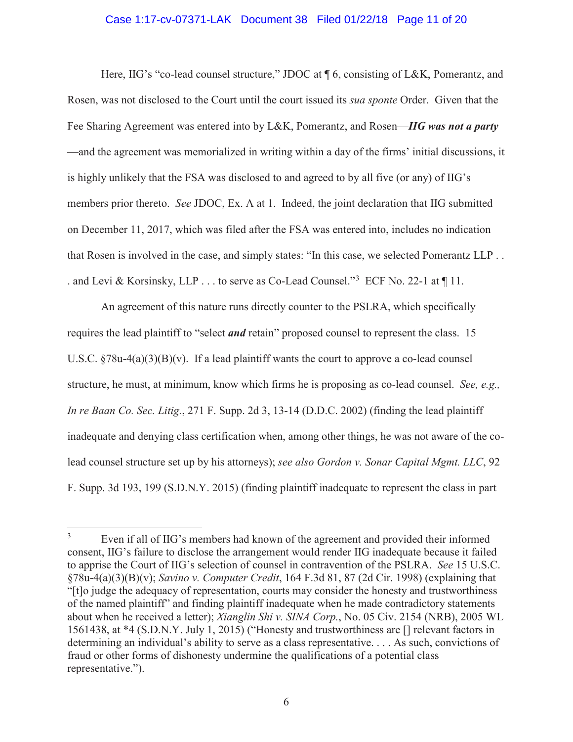Here, IIG's "co-lead counsel structure," JDOC at ¶ 6, consisting of L&K, Pomerantz, and Rosen, was not disclosed to the Court until the court issued its *sua sponte* Order. Given that the Fee Sharing Agreement was entered into by L&K, Pomerantz, and Rosen—***IIG was not a party***—and the agreement was memorialized in writing within a day of the firms' initial discussions, it is highly unlikely that the FSA was disclosed to and agreed to by all five (or any) of IIG's members prior thereto. *See* JDOC, Ex. A at 1. Indeed, the joint declaration that IIG submitted on December 11, 2017, which was filed after the FSA was entered into, includes no indication that Rosen is involved in the case, and simply states: "In this case, we selected Pomerantz LLP . . . and Levi & Korsinsky, LLP . . . to serve as Co-Lead Counsel."[3] ECF No. 22-1 at ¶ 11.

An agreement of this nature runs directly counter to the PSLRA, which specifically requires the lead plaintiff to "select ***and*** retain" proposed counsel to represent the class. 15 U.S.C. §78u-4(a)(3)(B)(v). If a lead plaintiff wants the court to approve a co-lead counsel structure, he must, at minimum, know which firms he is proposing as co-lead counsel. *See, e.g., In re Baan Co. Sec. Litig.*, 271 F. Supp. 2d 3, 13-14 (D.D.C. 2002) (finding the lead plaintiff inadequate and denying class certification when, among other things, he was not aware of the co-lead counsel structure set up by his attorneys); *see also Gordon v. Sonar Capital Mgmt. LLC*, 92 F. Supp. 3d 193, 199 (S.D.N.Y. 2015) (finding plaintiff inadequate to represent the class in part

---

[3] Even if all of IIG's members had known of the agreement and provided their informed consent, IIG's failure to disclose the arrangement would render IIG inadequate because it failed to apprise the Court of IIG's selection of counsel in contravention of the PSLRA. *See* 15 U.S.C. §78u-4(a)(3)(B)(v); *Savino v. Computer Credit*, 164 F.3d 81, 87 (2d Cir. 1998) (explaining that "[t]o judge the adequacy of representation, courts may consider the honesty and trustworthiness of the named plaintiff" and finding plaintiff inadequate when he made contradictory statements about when he received a letter); *Xianglin Shi v. SINA Corp.*, No. 05 Civ. 2154 (NRB), 2005 WL 1561438, at *4 (S.D.N.Y. July 1, 2015) ("Honesty and trustworthiness are [] relevant factors in determining an individual's ability to serve as a class representative. . . . As such, convictions of fraud or other forms of dishonesty undermine the qualifications of a potential class representative.").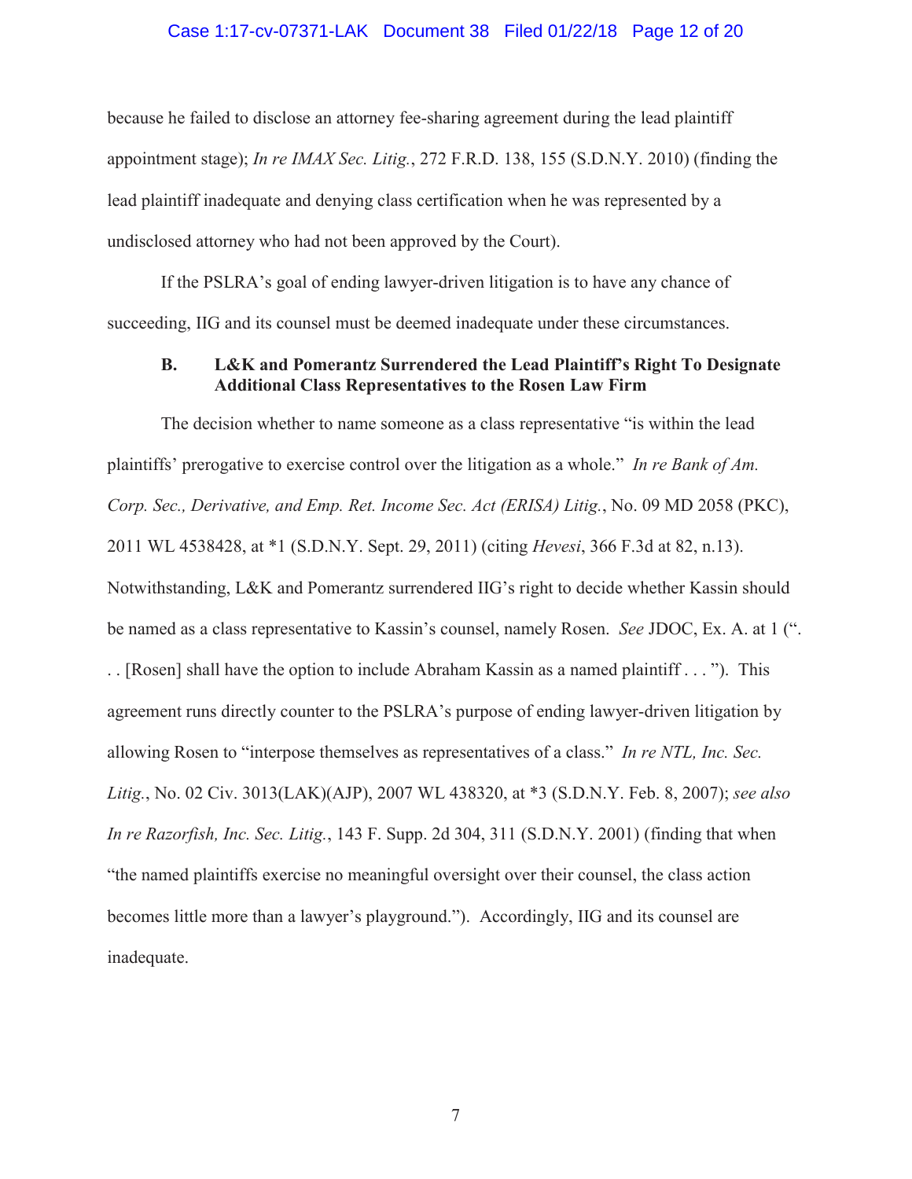because he failed to disclose an attorney fee-sharing agreement during the lead plaintiff appointment stage); *In re IMAX Sec. Litig.*, 272 F.R.D. 138, 155 (S.D.N.Y. 2010) (finding the lead plaintiff inadequate and denying class certification when he was represented by a undisclosed attorney who had not been approved by the Court).

If the PSLRA's goal of ending lawyer-driven litigation is to have any chance of succeeding, IIG and its counsel must be deemed inadequate under these circumstances.

### B. L&K and Pomerantz Surrendered the Lead Plaintiff's Right To Designate Additional Class Representatives to the Rosen Law Firm

The decision whether to name someone as a class representative "is within the lead plaintiffs' prerogative to exercise control over the litigation as a whole." *In re Bank of Am. Corp. Sec., Derivative, and Emp. Ret. Income Sec. Act (ERISA) Litig.*, No. 09 MD 2058 (PKC), 2011 WL 4538428, at *1 (S.D.N.Y. Sept. 29, 2011) (citing *Hevesi*, 366 F.3d at 82, n.13). Notwithstanding, L&K and Pomerantz surrendered IIG's right to decide whether Kassin should be named as a class representative to Kassin's counsel, namely Rosen. *See* JDOC, Ex. A. at 1 (". . . [Rosen] shall have the option to include Abraham Kassin as a named plaintiff . . . "). This agreement runs directly counter to the PSLRA's purpose of ending lawyer-driven litigation by allowing Rosen to "interpose themselves as representatives of a class." *In re NTL, Inc. Sec. Litig.*, No. 02 Civ. 3013(LAK)(AJP), 2007 WL 438320, at *3 (S.D.N.Y. Feb. 8, 2007); *see also In re Razorfish, Inc. Sec. Litig.*, 143 F. Supp. 2d 304, 311 (S.D.N.Y. 2001) (finding that when "the named plaintiffs exercise no meaningful oversight over their counsel, the class action becomes little more than a lawyer's playground."). Accordingly, IIG and its counsel are inadequate.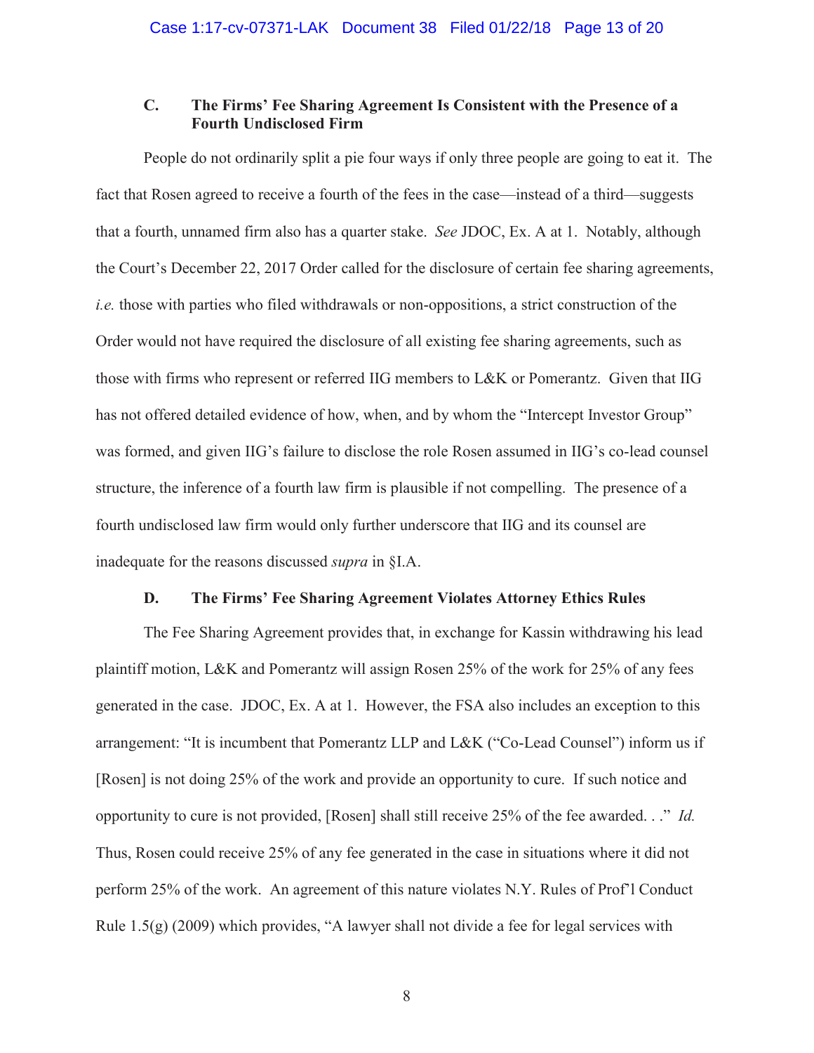### C. The Firms' Fee Sharing Agreement Is Consistent with the Presence of a Fourth Undisclosed Firm

People do not ordinarily split a pie four ways if only three people are going to eat it. The fact that Rosen agreed to receive a fourth of the fees in the case—instead of a third—suggests that a fourth, unnamed firm also has a quarter stake. *See* JDOC, Ex. A at 1. Notably, although the Court's December 22, 2017 Order called for the disclosure of certain fee sharing agreements, *i.e.* those with parties who filed withdrawals or non-oppositions, a strict construction of the Order would not have required the disclosure of all existing fee sharing agreements, such as those with firms who represent or referred IIG members to L&K or Pomerantz. Given that IIG has not offered detailed evidence of how, when, and by whom the "Intercept Investor Group" was formed, and given IIG's failure to disclose the role Rosen assumed in IIG's co-lead counsel structure, the inference of a fourth law firm is plausible if not compelling. The presence of a fourth undisclosed law firm would only further underscore that IIG and its counsel are inadequate for the reasons discussed *supra* in §I.A.

### D. The Firms' Fee Sharing Agreement Violates Attorney Ethics Rules

The Fee Sharing Agreement provides that, in exchange for Kassin withdrawing his lead plaintiff motion, L&K and Pomerantz will assign Rosen 25% of the work for 25% of any fees generated in the case. JDOC, Ex. A at 1. However, the FSA also includes an exception to this arrangement: "It is incumbent that Pomerantz LLP and L&K ("Co-Lead Counsel") inform us if [Rosen] is not doing 25% of the work and provide an opportunity to cure. If such notice and opportunity to cure is not provided, [Rosen] shall still receive 25% of the fee awarded. . ." *Id.* Thus, Rosen could receive 25% of any fee generated in the case in situations where it did not perform 25% of the work. An agreement of this nature violates N.Y. Rules of Prof'l Conduct Rule 1.5(g) (2009) which provides, "A lawyer shall not divide a fee for legal services with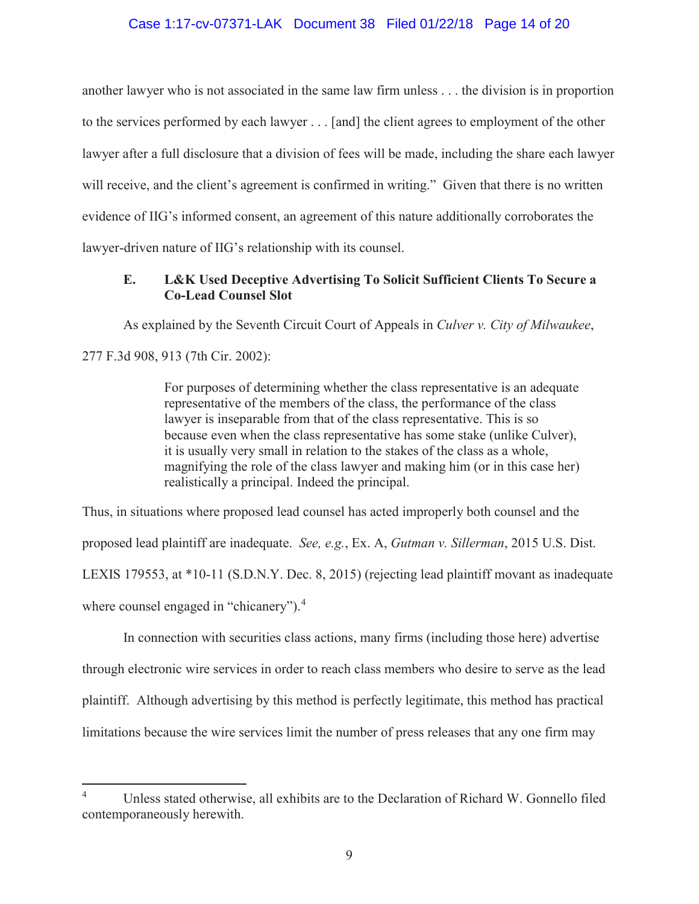another lawyer who is not associated in the same law firm unless . . . the division is in proportion to the services performed by each lawyer . . . [and] the client agrees to employment of the other lawyer after a full disclosure that a division of fees will be made, including the share each lawyer will receive, and the client's agreement is confirmed in writing." Given that there is no written evidence of IIG's informed consent, an agreement of this nature additionally corroborates the lawyer-driven nature of IIG's relationship with its counsel.

### E. L&K Used Deceptive Advertising To Solicit Sufficient Clients To Secure a Co-Lead Counsel Slot

As explained by the Seventh Circuit Court of Appeals in *Culver v. City of Milwaukee*, 277 F.3d 908, 913 (7th Cir. 2002):

> For purposes of determining whether the class representative is an adequate representative of the members of the class, the performance of the class lawyer is inseparable from that of the class representative. This is so because even when the class representative has some stake (unlike Culver), it is usually very small in relation to the stakes of the class as a whole, magnifying the role of the class lawyer and making him (or in this case her) realistically a principal. Indeed the principal.

Thus, in situations where proposed lead counsel has acted improperly both counsel and the proposed lead plaintiff are inadequate. *See, e.g.*, Ex. A, *Gutman v. Sillerman*, 2015 U.S. Dist. LEXIS 179553, at *10-11 (S.D.N.Y. Dec. 8, 2015) (rejecting lead plaintiff movant as inadequate where counsel engaged in "chicanery").[4]

In connection with securities class actions, many firms (including those here) advertise through electronic wire services in order to reach class members who desire to serve as the lead plaintiff. Although advertising by this method is perfectly legitimate, this method has practical limitations because the wire services limit the number of press releases that any one firm may

---

[4] Unless stated otherwise, all exhibits are to the Declaration of Richard W. Gonnello filed contemporaneously herewith.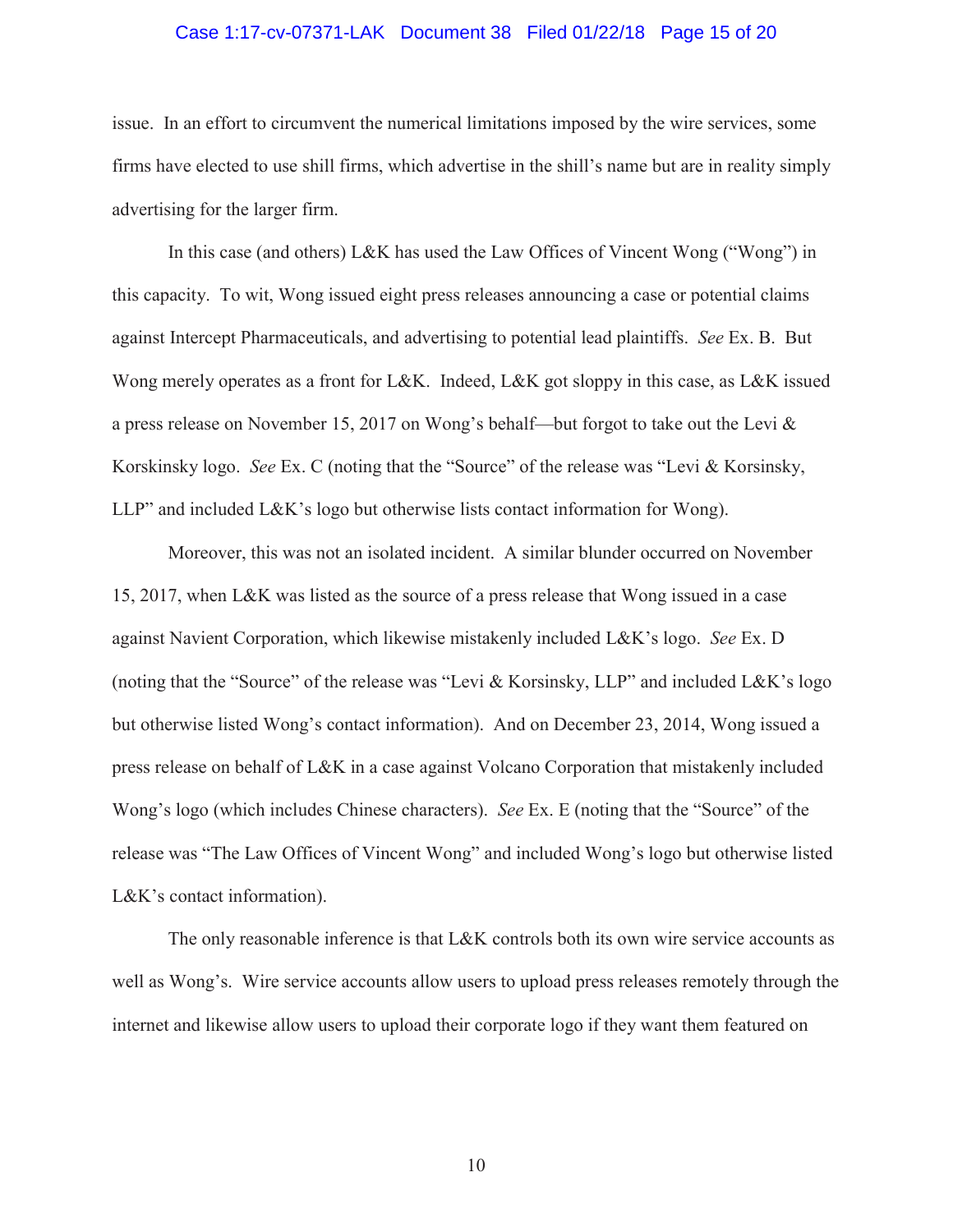issue. In an effort to circumvent the numerical limitations imposed by the wire services, some firms have elected to use shill firms, which advertise in the shill's name but are in reality simply advertising for the larger firm.

In this case (and others) L&K has used the Law Offices of Vincent Wong ("Wong") in this capacity. To wit, Wong issued eight press releases announcing a case or potential claims against Intercept Pharmaceuticals, and advertising to potential lead plaintiffs. *See* Ex. B. But Wong merely operates as a front for L&K. Indeed, L&K got sloppy in this case, as L&K issued a press release on November 15, 2017 on Wong's behalf—but forgot to take out the Levi & Korskinsky logo. *See* Ex. C (noting that the "Source" of the release was "Levi & Korsinsky, LLP" and included L&K's logo but otherwise lists contact information for Wong).

Moreover, this was not an isolated incident. A similar blunder occurred on November 15, 2017, when L&K was listed as the source of a press release that Wong issued in a case against Navient Corporation, which likewise mistakenly included L&K's logo. *See* Ex. D (noting that the "Source" of the release was "Levi & Korsinsky, LLP" and included L&K's logo but otherwise listed Wong's contact information). And on December 23, 2014, Wong issued a press release on behalf of L&K in a case against Volcano Corporation that mistakenly included Wong's logo (which includes Chinese characters). *See* Ex. E (noting that the "Source" of the release was "The Law Offices of Vincent Wong" and included Wong's logo but otherwise listed L&K's contact information).

The only reasonable inference is that L&K controls both its own wire service accounts as well as Wong's. Wire service accounts allow users to upload press releases remotely through the internet and likewise allow users to upload their corporate logo if they want them featured on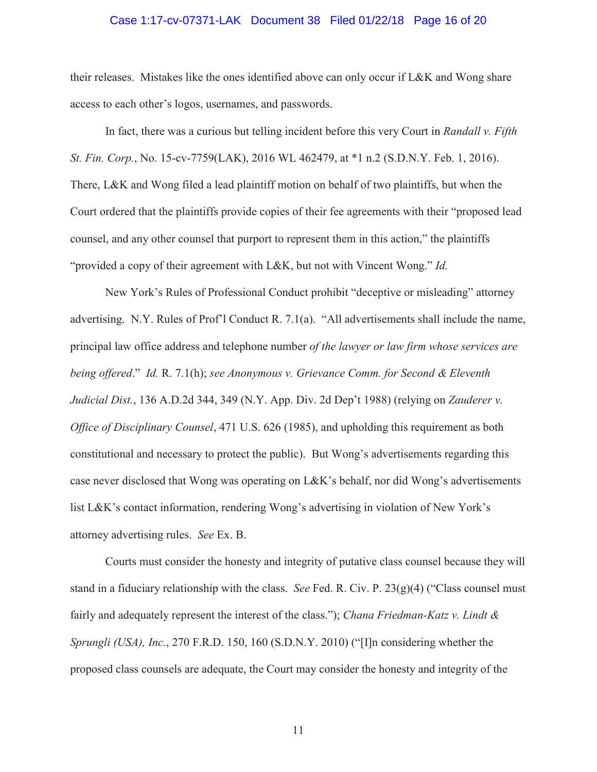their releases. Mistakes like the ones identified above can only occur if L&K and Wong share access to each other's logos, usernames, and passwords.

In fact, there was a curious but telling incident before this very Court in *Randall v. Fifth St. Fin. Corp.*, No. 15-cv-7759(LAK), 2016 WL 462479, at *1 n.2 (S.D.N.Y. Feb. 1, 2016). There, L&K and Wong filed a lead plaintiff motion on behalf of two plaintiffs, but when the Court ordered that the plaintiffs provide copies of their fee agreements with their "proposed lead counsel, and any other counsel that purport to represent them in this action," the plaintiffs "provided a copy of their agreement with L&K, but not with Vincent Wong." *Id.*

New York's Rules of Professional Conduct prohibit "deceptive or misleading" attorney advertising. N.Y. Rules of Prof'l Conduct R. 7.1(a). "All advertisements shall include the name, principal law office address and telephone number *of the lawyer or law firm whose services are being offered*." *Id.* R. 7.1(h); *see Anonymous v. Grievance Comm. for Second & Eleventh Judicial Dist.*, 136 A.D.2d 344, 349 (N.Y. App. Div. 2d Dep't 1988) (relying on *Zauderer v. Office of Disciplinary Counsel*, 471 U.S. 626 (1985), and upholding this requirement as both constitutional and necessary to protect the public). But Wong's advertisements regarding this case never disclosed that Wong was operating on L&K's behalf, nor did Wong's advertisements list L&K's contact information, rendering Wong's advertising in violation of New York's attorney advertising rules. *See* Ex. B.

Courts must consider the honesty and integrity of putative class counsel because they will stand in a fiduciary relationship with the class. *See* Fed. R. Civ. P. 23(g)(4) ("Class counsel must fairly and adequately represent the interest of the class."); *Chana Friedman-Katz v. Lindt & Sprungli (USA), Inc.*, 270 F.R.D. 150, 160 (S.D.N.Y. 2010) ("[I]n considering whether the proposed class counsels are adequate, the Court may consider the honesty and integrity of the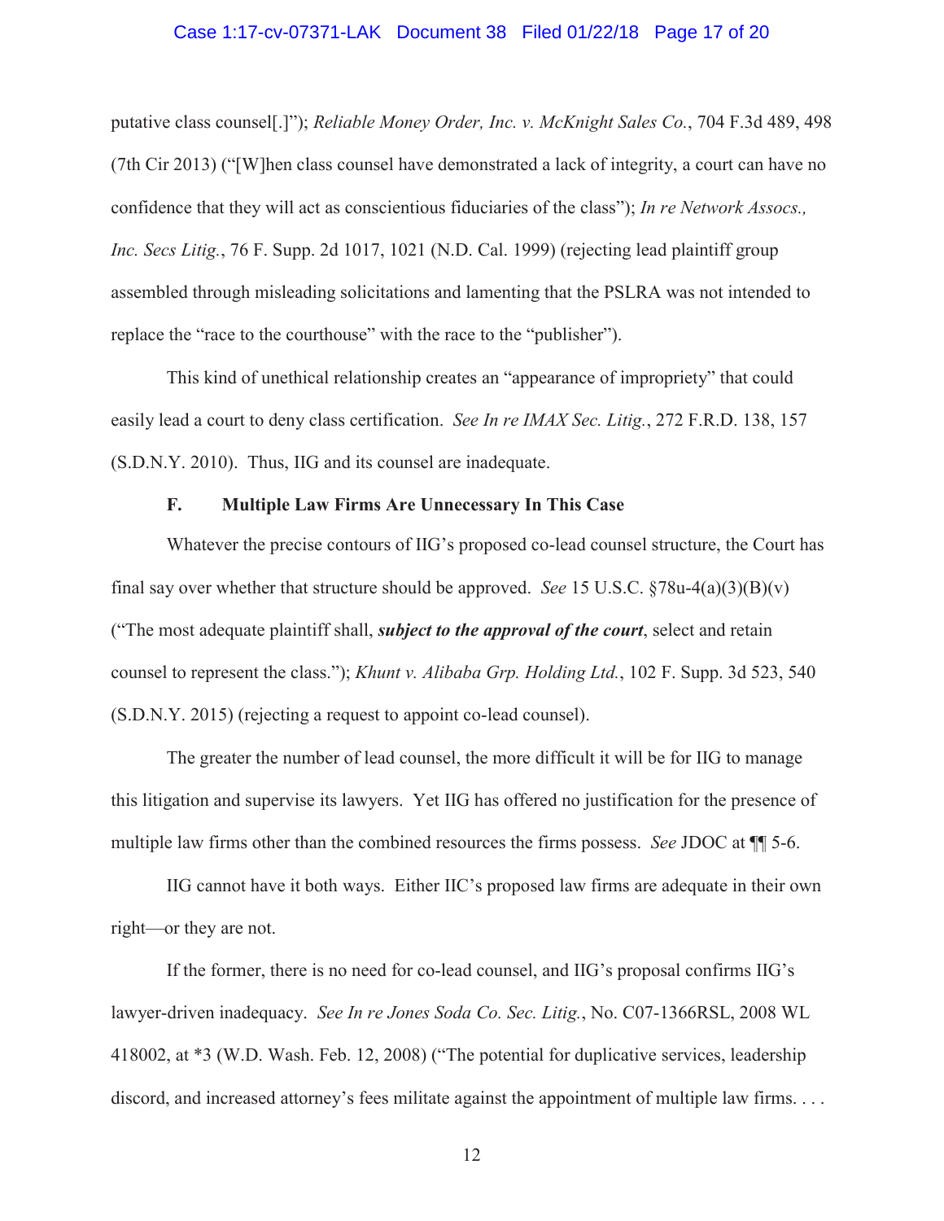putative class counsel[.]"); *Reliable Money Order, Inc. v. McKnight Sales Co.*, 704 F.3d 489, 498 (7th Cir 2013) ("[W]hen class counsel have demonstrated a lack of integrity, a court can have no confidence that they will act as conscientious fiduciaries of the class"); *In re Network Assocs., Inc. Secs Litig.*, 76 F. Supp. 2d 1017, 1021 (N.D. Cal. 1999) (rejecting lead plaintiff group assembled through misleading solicitations and lamenting that the PSLRA was not intended to replace the "race to the courthouse" with the race to the "publisher").

This kind of unethical relationship creates an "appearance of impropriety" that could easily lead a court to deny class certification. *See In re IMAX Sec. Litig.*, 272 F.R.D. 138, 157 (S.D.N.Y. 2010). Thus, IIG and its counsel are inadequate.

### F. Multiple Law Firms Are Unnecessary In This Case

Whatever the precise contours of IIG's proposed co-lead counsel structure, the Court has final say over whether that structure should be approved. *See* 15 U.S.C. §78u-4(a)(3)(B)(v) ("The most adequate plaintiff shall, ***subject to the approval of the court***, select and retain counsel to represent the class."); *Khunt v. Alibaba Grp. Holding Ltd.*, 102 F. Supp. 3d 523, 540 (S.D.N.Y. 2015) (rejecting a request to appoint co-lead counsel).

The greater the number of lead counsel, the more difficult it will be for IIG to manage this litigation and supervise its lawyers. Yet IIG has offered no justification for the presence of multiple law firms other than the combined resources the firms possess. *See* JDOC at ¶¶ 5-6.

IIG cannot have it both ways. Either IIC's proposed law firms are adequate in their own right—or they are not.

If the former, there is no need for co-lead counsel, and IIG's proposal confirms IIG's lawyer-driven inadequacy. *See In re Jones Soda Co. Sec. Litig.*, No. C07-1366RSL, 2008 WL 418002, at *3 (W.D. Wash. Feb. 12, 2008) ("The potential for duplicative services, leadership discord, and increased attorney's fees militate against the appointment of multiple law firms. . . .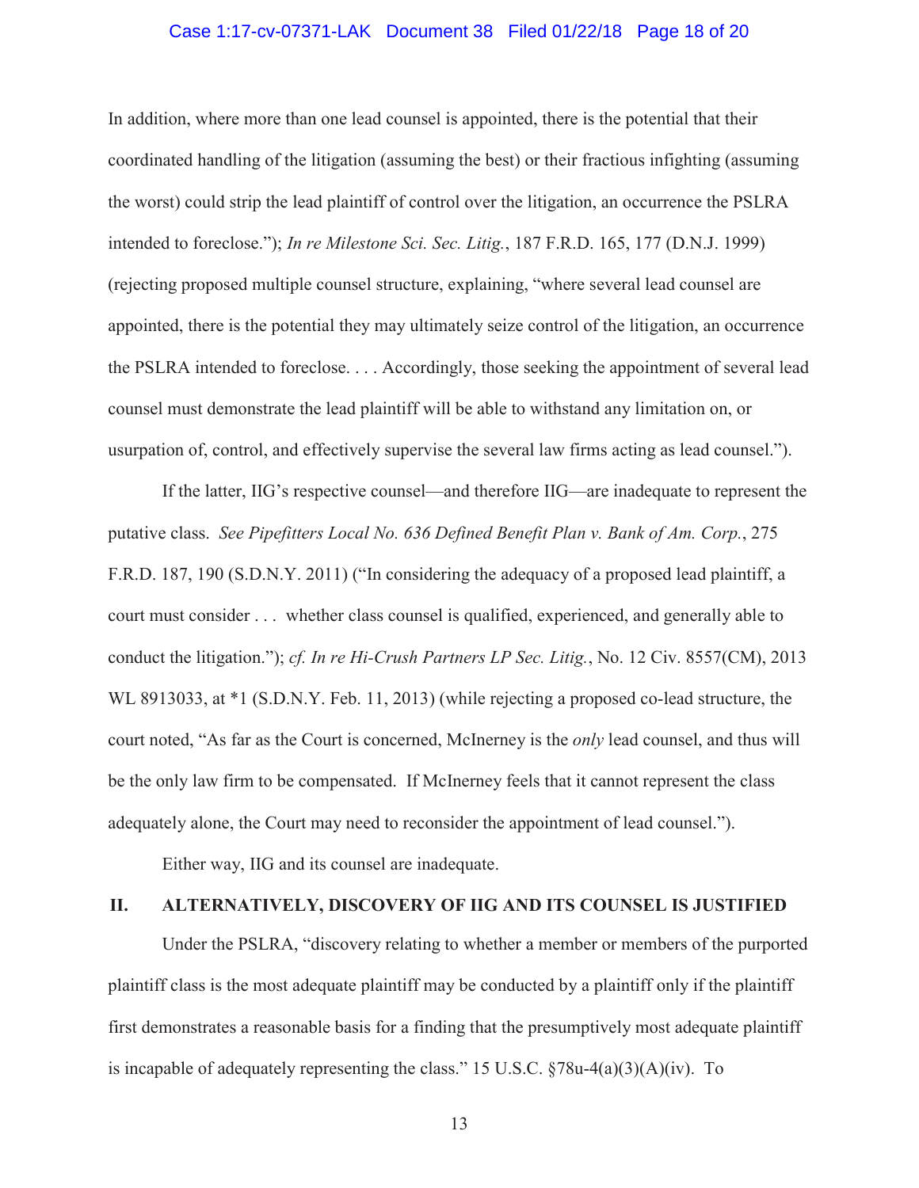In addition, where more than one lead counsel is appointed, there is the potential that their coordinated handling of the litigation (assuming the best) or their fractious infighting (assuming the worst) could strip the lead plaintiff of control over the litigation, an occurrence the PSLRA intended to foreclose."); *In re Milestone Sci. Sec. Litig.*, 187 F.R.D. 165, 177 (D.N.J. 1999) (rejecting proposed multiple counsel structure, explaining, "where several lead counsel are appointed, there is the potential they may ultimately seize control of the litigation, an occurrence the PSLRA intended to foreclose. . . . Accordingly, those seeking the appointment of several lead counsel must demonstrate the lead plaintiff will be able to withstand any limitation on, or usurpation of, control, and effectively supervise the several law firms acting as lead counsel.").

If the latter, IIG's respective counsel—and therefore IIG—are inadequate to represent the putative class. *See Pipefitters Local No. 636 Defined Benefit Plan v. Bank of Am. Corp.*, 275 F.R.D. 187, 190 (S.D.N.Y. 2011) ("In considering the adequacy of a proposed lead plaintiff, a court must consider . . . whether class counsel is qualified, experienced, and generally able to conduct the litigation."); *cf. In re Hi-Crush Partners LP Sec. Litig.*, No. 12 Civ. 8557(CM), 2013 WL 8913033, at *1 (S.D.N.Y. Feb. 11, 2013) (while rejecting a proposed co-lead structure, the court noted, "As far as the Court is concerned, McInerney is the *only* lead counsel, and thus will be the only law firm to be compensated. If McInerney feels that it cannot represent the class adequately alone, the Court may need to reconsider the appointment of lead counsel.").

Either way, IIG and its counsel are inadequate.

## II. ALTERNATIVELY, DISCOVERY OF IIG AND ITS COUNSEL IS JUSTIFIED

Under the PSLRA, "discovery relating to whether a member or members of the purported plaintiff class is the most adequate plaintiff may be conducted by a plaintiff only if the plaintiff first demonstrates a reasonable basis for a finding that the presumptively most adequate plaintiff is incapable of adequately representing the class." 15 U.S.C. §78u-4(a)(3)(A)(iv). To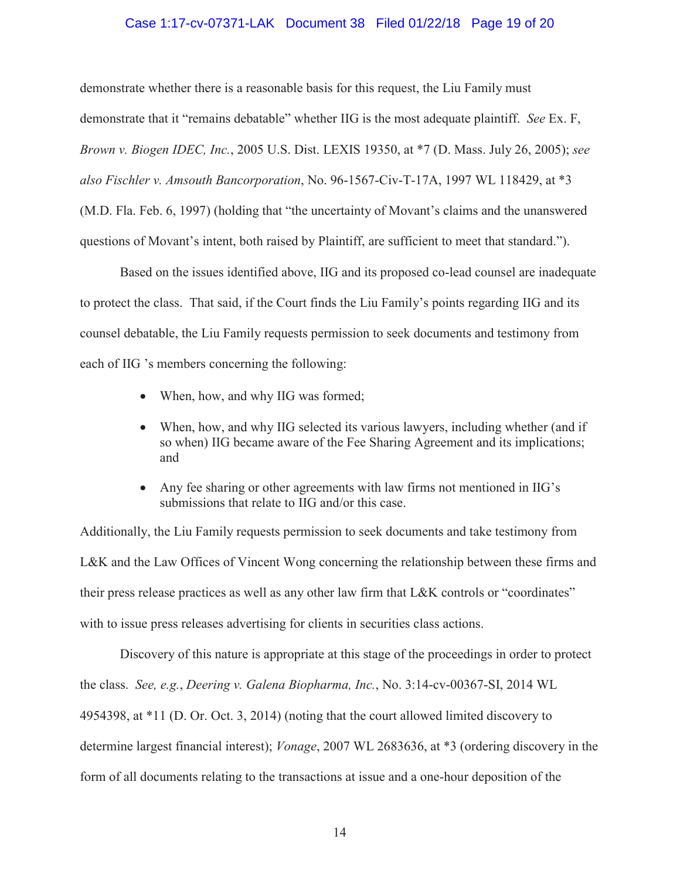demonstrate whether there is a reasonable basis for this request, the Liu Family must demonstrate that it "remains debatable" whether IIG is the most adequate plaintiff. *See* Ex. F, *Brown v. Biogen IDEC, Inc.*, 2005 U.S. Dist. LEXIS 19350, at *7 (D. Mass. July 26, 2005); *see also Fischler v. Amsouth Bancorporation*, No. 96-1567-Civ-T-17A, 1997 WL 118429, at *3 (M.D. Fla. Feb. 6, 1997) (holding that "the uncertainty of Movant's claims and the unanswered questions of Movant's intent, both raised by Plaintiff, are sufficient to meet that standard.").

Based on the issues identified above, IIG and its proposed co-lead counsel are inadequate to protect the class. That said, if the Court finds the Liu Family's points regarding IIG and its counsel debatable, the Liu Family requests permission to seek documents and testimony from each of IIG 's members concerning the following:

- When, how, and why IIG was formed;
- When, how, and why IIG selected its various lawyers, including whether (and if so when) IIG became aware of the Fee Sharing Agreement and its implications; and
- Any fee sharing or other agreements with law firms not mentioned in IIG's submissions that relate to IIG and/or this case.

Additionally, the Liu Family requests permission to seek documents and take testimony from L&K and the Law Offices of Vincent Wong concerning the relationship between these firms and their press release practices as well as any other law firm that L&K controls or "coordinates" with to issue press releases advertising for clients in securities class actions.

Discovery of this nature is appropriate at this stage of the proceedings in order to protect the class. *See, e.g.*, *Deering v. Galena Biopharma, Inc.*, No. 3:14-cv-00367-SI, 2014 WL 4954398, at *11 (D. Or. Oct. 3, 2014) (noting that the court allowed limited discovery to determine largest financial interest); *Vonage*, 2007 WL 2683636, at *3 (ordering discovery in the form of all documents relating to the transactions at issue and a one-hour deposition of the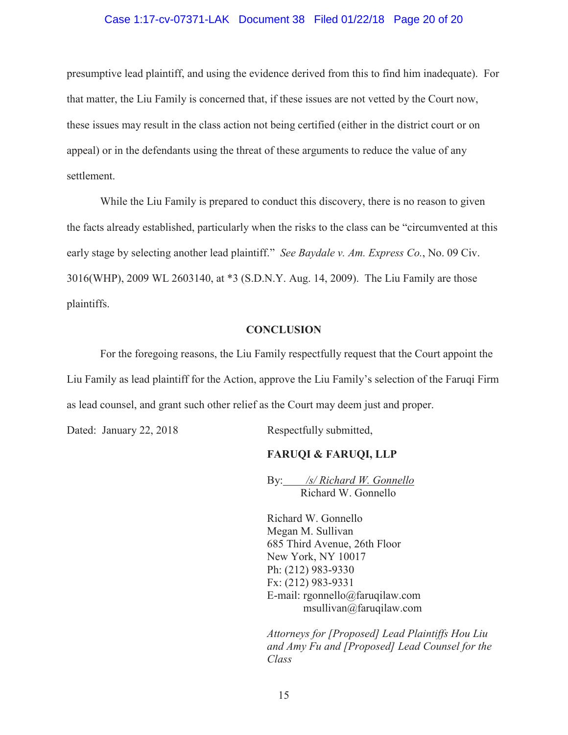presumptive lead plaintiff, and using the evidence derived from this to find him inadequate). For that matter, the Liu Family is concerned that, if these issues are not vetted by the Court now, these issues may result in the class action not being certified (either in the district court or on appeal) or in the defendants using the threat of these arguments to reduce the value of any settlement.

While the Liu Family is prepared to conduct this discovery, there is no reason to given the facts already established, particularly when the risks to the class can be "circumvented at this early stage by selecting another lead plaintiff." *See Baydale v. Am. Express Co.*, No. 09 Civ. 3016(WHP), 2009 WL 2603140, at *3 (S.D.N.Y. Aug. 14, 2009). The Liu Family are those plaintiffs.

## CONCLUSION

For the foregoing reasons, the Liu Family respectfully request that the Court appoint the Liu Family as lead plaintiff for the Action, approve the Liu Family's selection of the Faruqi Firm as lead counsel, and grant such other relief as the Court may deem just and proper.

Dated: January 22, 2018

Respectfully submitted,

**FARUQI & FARUQI, LLP**

By: */s/ Richard W. Gonnello*
Richard W. Gonnello

Richard W. Gonnello
Megan M. Sullivan
685 Third Avenue, 26th Floor
New York, NY 10017
Ph: (212) 983-9330
Fx: (212) 983-9331
E-mail: rgonnello@faruqilaw.com
msullivan@faruqilaw.com

*Attorneys for [Proposed] Lead Plaintiffs Hou Liu and Amy Fu and [Proposed] Lead Counsel for the Class*